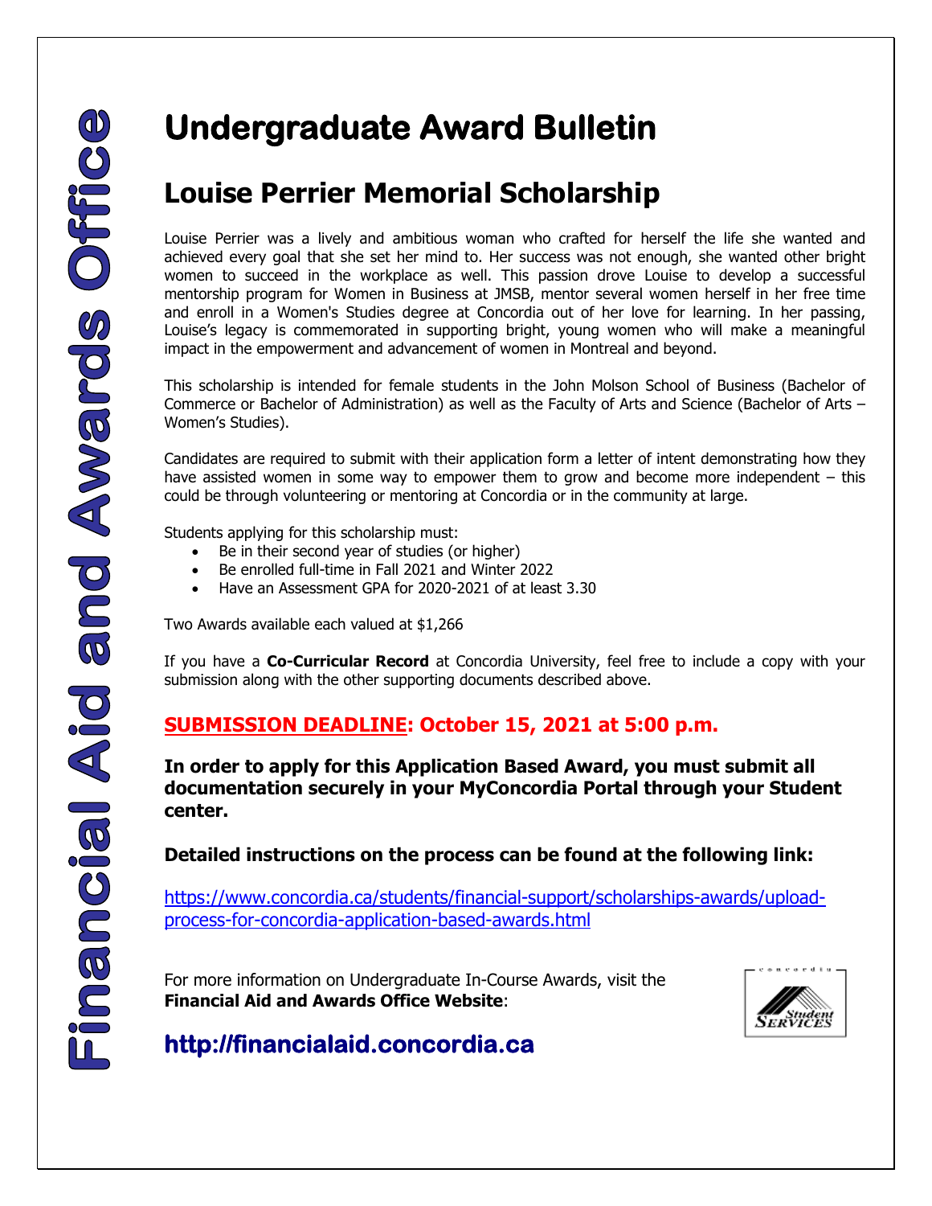# Financial Aid and Awards Office

# Undergraduate Award Bulletin

## Louise Perrier Memorial Scholarship

Louise Perrier was a lively and ambitious woman who crafted for herself the life she wanted and achieved every goal that she set her mind to. Her success was not enough, she wanted other bright women to succeed in the workplace as well. This passion drove Louise to develop a successful mentorship program for Women in Business at JMSB, mentor several women herself in her free time and enroll in a Women's Studies degree at Concordia out of her love for learning. In her passing, Louise's legacy is commemorated in supporting bright, young women who will make a meaningful impact in the empowerment and advancement of women in Montreal and beyond.

This scholarship is intended for female students in the John Molson School of Business (Bachelor of Commerce or Bachelor of Administration) as well as the Faculty of Arts and Science (Bachelor of Arts – Women's Studies).

Candidates are required to submit with their application form a letter of intent demonstrating how they have assisted women in some way to empower them to grow and become more independent – this could be through volunteering or mentoring at Concordia or in the community at large.

Students applying for this scholarship must:

- Be in their second year of studies (or higher)
- Be enrolled full-time in Fall 2021 and Winter 2022
- Have an Assessment GPA for 2020-2021 of at least 3.30

Two Awards available each valued at $1,266

If you have a **Co-Curricular Record** at Concordia University, feel free to include a copy with your submission along with the other supporting documents described above.

### SUBMISSION DEADLINE: October 15, 2021 at 5:00 p.m.

**In order to apply for this Application Based Award, you must submit all documentation securely in your MyConcordia Portal through your Student center.**

**Detailed instructions on the process can be found at the following link:**

https://www.concordia.ca/students/financial-support/scholarships-awards/upload-process-for-concordia-application-based-awards.html

For more information on Undergraduate In-Course Awards, visit the **Financial Aid and Awards Office Website**:

## http://financialaid.concordia.ca

concordia Student Services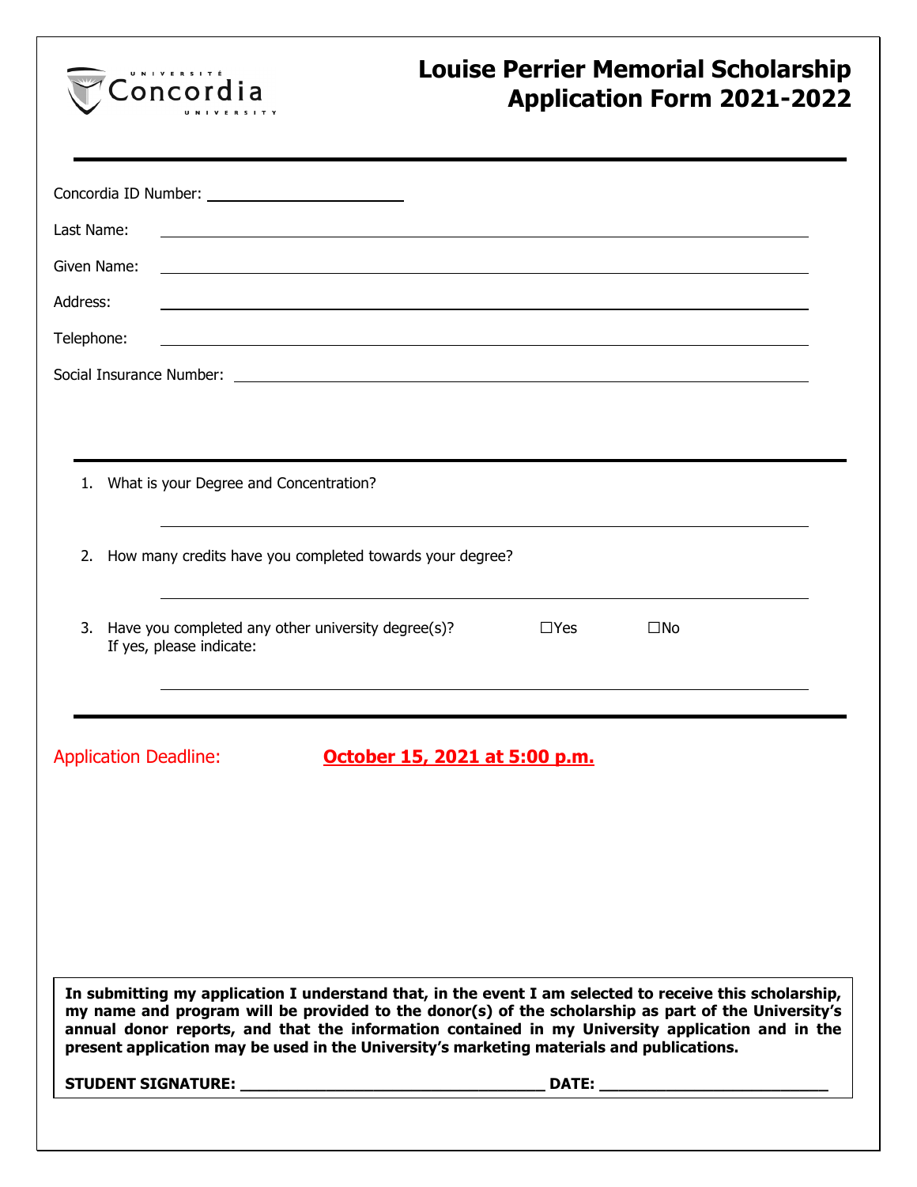Université Concordia University

# Louise Perrier Memorial Scholarship Application Form 2021-2022

---

Concordia ID Number: ____________________

Last Name: ____________________

Given Name: ____________________

Address: ____________________

Telephone: ____________________

Social Insurance Number: ____________________

---

1. What is your Degree and Concentration?

   ____________________

2. How many credits have you completed towards your degree?

   ____________________

3. Have you completed any other university degree(s)? ☐Yes ☐No
   If yes, please indicate:

   ____________________

---

Application Deadline: **October 15, 2021 at 5:00 p.m.**

**In submitting my application I understand that, in the event I am selected to receive this scholarship, my name and program will be provided to the donor(s) of the scholarship as part of the University's annual donor reports, and that the information contained in my University application and in the present application may be used in the University's marketing materials and publications.**

**STUDENT SIGNATURE:** ____________________ **DATE:** ____________________